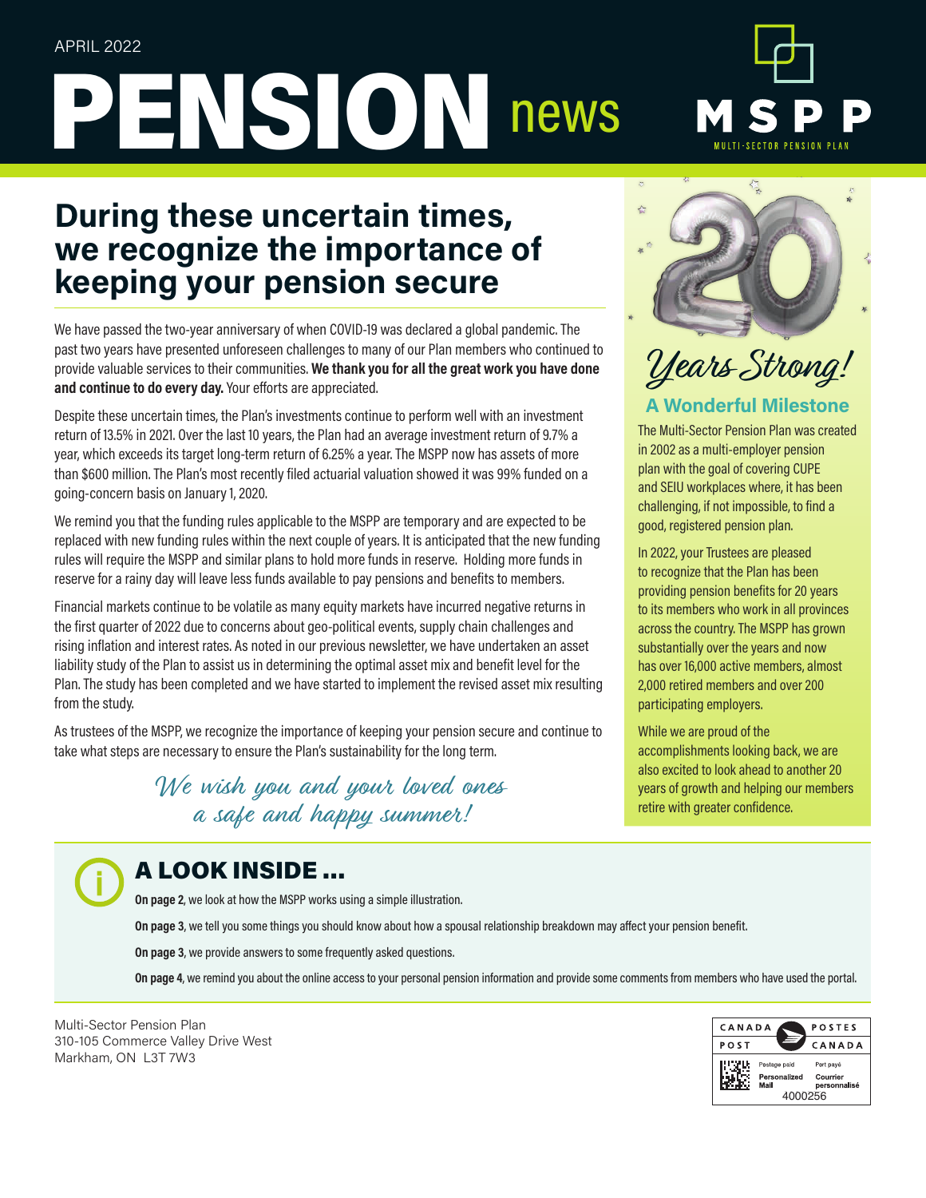APRIL 2022

# PENSION news

MSPP
MULTI-SECTOR PENSION PLAN

## During these uncertain times, we recognize the importance of keeping your pension secure

We have passed the two-year anniversary of when COVID-19 was declared a global pandemic. The past two years have presented unforeseen challenges to many of our Plan members who continued to provide valuable services to their communities. **We thank you for all the great work you have done and continue to do every day.** Your efforts are appreciated.

Despite these uncertain times, the Plan's investments continue to perform well with an investment return of 13.5% in 2021. Over the last 10 years, the Plan had an average investment return of 9.7% a year, which exceeds its target long-term return of 6.25% a year. The MSPP now has assets of more than $600 million. The Plan's most recently filed actuarial valuation showed it was 99% funded on a going-concern basis on January 1, 2020.

We remind you that the funding rules applicable to the MSPP are temporary and are expected to be replaced with new funding rules within the next couple of years. It is anticipated that the new funding rules will require the MSPP and similar plans to hold more funds in reserve. Holding more funds in reserve for a rainy day will leave less funds available to pay pensions and benefits to members.

Financial markets continue to be volatile as many equity markets have incurred negative returns in the first quarter of 2022 due to concerns about geo-political events, supply chain challenges and rising inflation and interest rates. As noted in our previous newsletter, we have undertaken an asset liability study of the Plan to assist us in determining the optimal asset mix and benefit level for the Plan. The study has been completed and we have started to implement the revised asset mix resulting from the study.

As trustees of the MSPP, we recognize the importance of keeping your pension secure and continue to take what steps are necessary to ensure the Plan's sustainability for the long term.

*We wish you and your loved ones a safe and happy summer!*

## 20 Years Strong!

### A Wonderful Milestone

The Multi-Sector Pension Plan was created in 2002 as a multi-employer pension plan with the goal of covering CUPE and SEIU workplaces where, it has been challenging, if not impossible, to find a good, registered pension plan.

In 2022, your Trustees are pleased to recognize that the Plan has been providing pension benefits for 20 years to its members who work in all provinces across the country. The MSPP has grown substantially over the years and now has over 16,000 active members, almost 2,000 retired members and over 200 participating employers.

While we are proud of the accomplishments looking back, we are also excited to look ahead to another 20 years of growth and helping our members retire with greater confidence.

## A LOOK INSIDE ...

**On page 2**, we look at how the MSPP works using a simple illustration.

**On page 3**, we tell you some things you should know about how a spousal relationship breakdown may affect your pension benefit.

**On page 3**, we provide answers to some frequently asked questions.

**On page 4**, we remind you about the online access to your personal pension information and provide some comments from members who have used the portal.

Multi-Sector Pension Plan
310-105 Commerce Valley Drive West
Markham, ON L3T 7W3

CANADA POST / POSTES CANADA
Postage paid / Port payé
Personalized Mail / Courrier personnalisé
4000256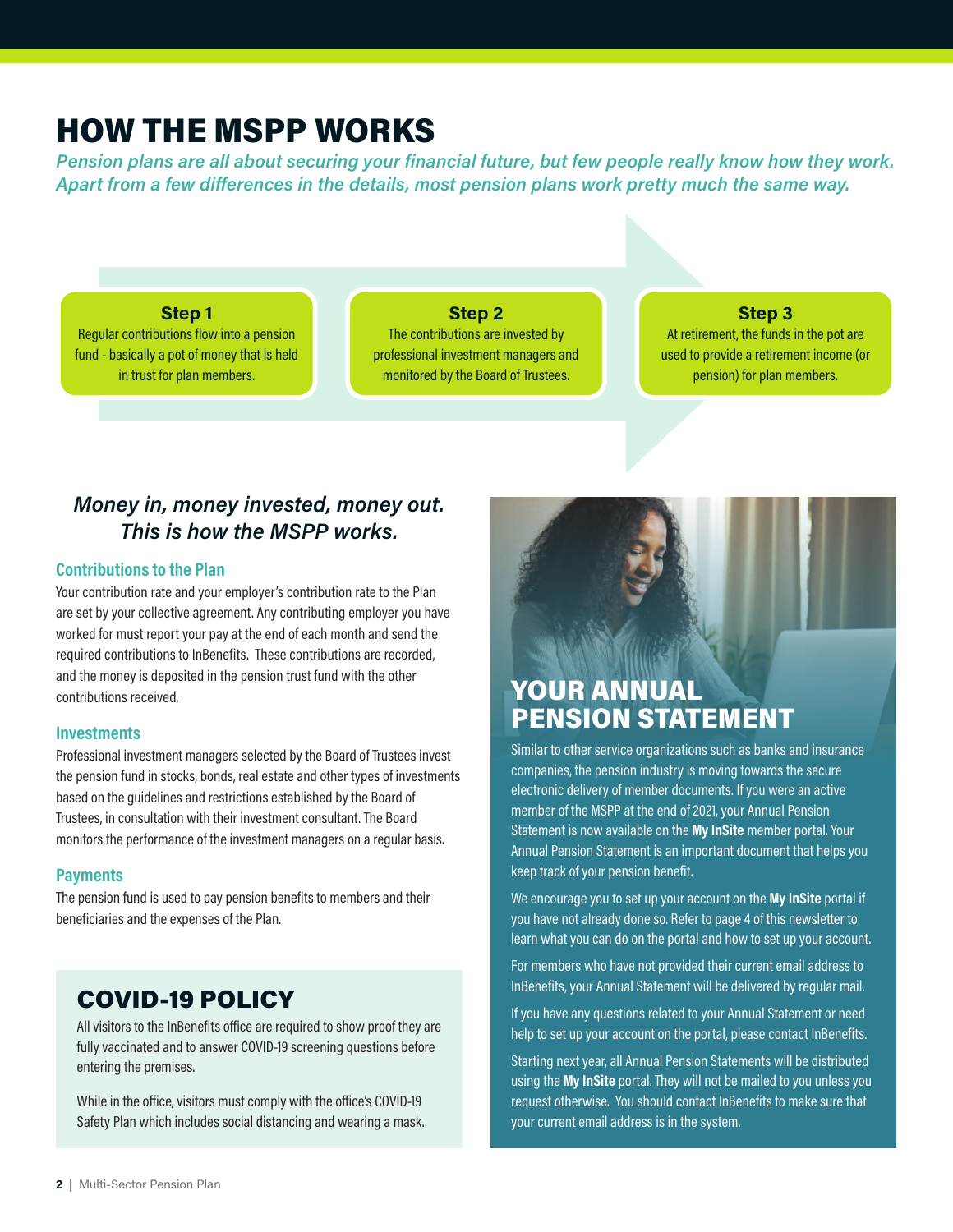# HOW THE MSPP WORKS

***Pension plans are all about securing your financial future, but few people really know how they work. Apart from a few differences in the details, most pension plans work pretty much the same way.***

**Step 1**
Regular contributions flow into a pension fund - basically a pot of money that is held in trust for plan members.

**Step 2**
The contributions are invested by professional investment managers and monitored by the Board of Trustees.

**Step 3**
At retirement, the funds in the pot are used to provide a retirement income (or pension) for plan members.

***Money in, money invested, money out. This is how the MSPP works.***

### Contributions to the Plan

Your contribution rate and your employer's contribution rate to the Plan are set by your collective agreement. Any contributing employer you have worked for must report your pay at the end of each month and send the required contributions to InBenefits. These contributions are recorded, and the money is deposited in the pension trust fund with the other contributions received.

### Investments

Professional investment managers selected by the Board of Trustees invest the pension fund in stocks, bonds, real estate and other types of investments based on the guidelines and restrictions established by the Board of Trustees, in consultation with their investment consultant. The Board monitors the performance of the investment managers on a regular basis.

### Payments

The pension fund is used to pay pension benefits to members and their beneficiaries and the expenses of the Plan.

## COVID-19 POLICY

All visitors to the InBenefits office are required to show proof they are fully vaccinated and to answer COVID-19 screening questions before entering the premises.

While in the office, visitors must comply with the office's COVID-19 Safety Plan which includes social distancing and wearing a mask.

## YOUR ANNUAL PENSION STATEMENT

Similar to other service organizations such as banks and insurance companies, the pension industry is moving towards the secure electronic delivery of member documents. If you were an active member of the MSPP at the end of 2021, your Annual Pension Statement is now available on the **My InSite** member portal. Your Annual Pension Statement is an important document that helps you keep track of your pension benefit.

We encourage you to set up your account on the **My InSite** portal if you have not already done so. Refer to page 4 of this newsletter to learn what you can do on the portal and how to set up your account.

For members who have not provided their current email address to InBenefits, your Annual Statement will be delivered by regular mail.

If you have any questions related to your Annual Statement or need help to set up your account on the portal, please contact InBenefits.

Starting next year, all Annual Pension Statements will be distributed using the **My InSite** portal. They will not be mailed to you unless you request otherwise. You should contact InBenefits to make sure that your current email address is in the system.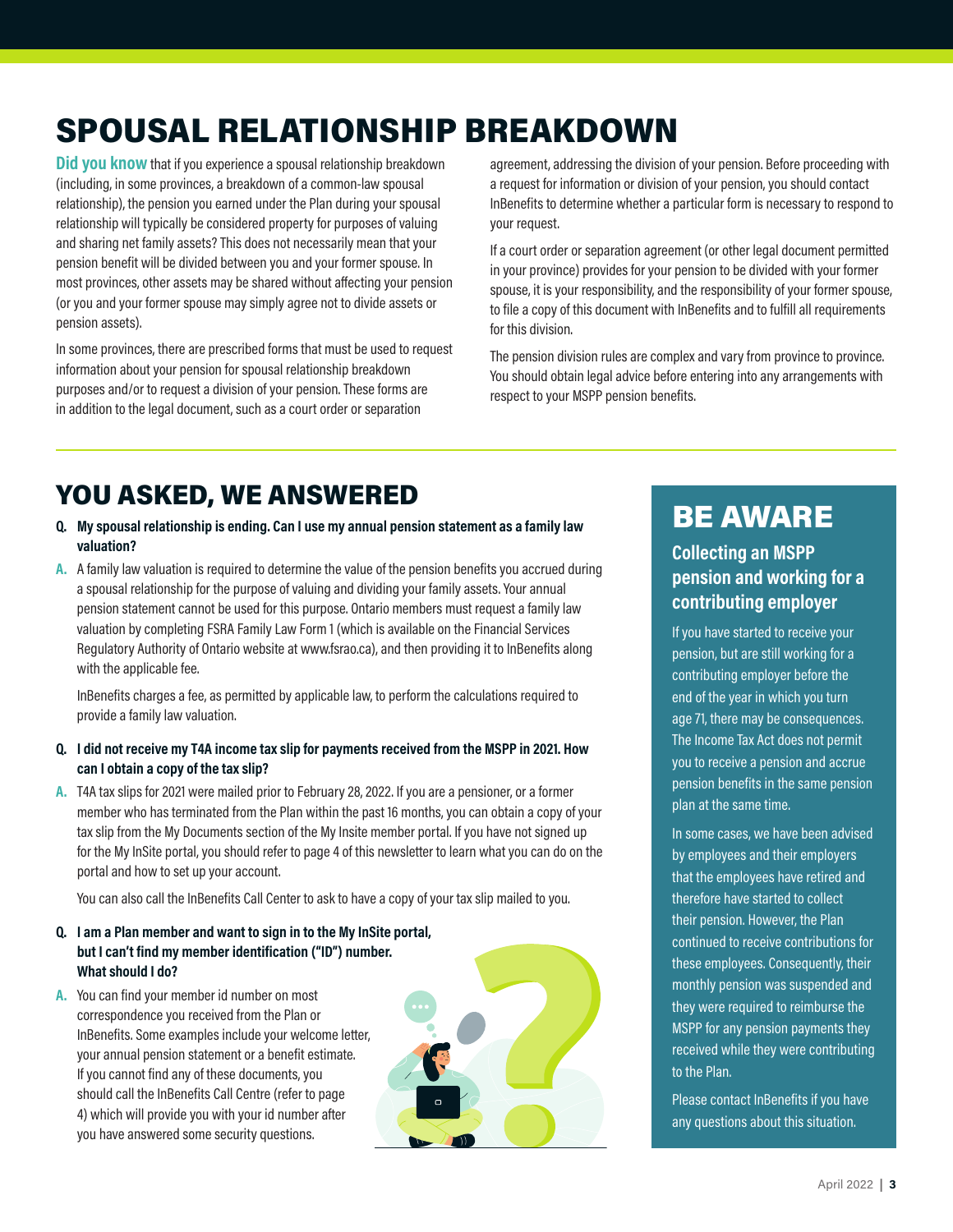# SPOUSAL RELATIONSHIP BREAKDOWN

**Did you know** that if you experience a spousal relationship breakdown (including, in some provinces, a breakdown of a common-law spousal relationship), the pension you earned under the Plan during your spousal relationship will typically be considered property for purposes of valuing and sharing net family assets? This does not necessarily mean that your pension benefit will be divided between you and your former spouse. In most provinces, other assets may be shared without affecting your pension (or you and your former spouse may simply agree not to divide assets or pension assets).

In some provinces, there are prescribed forms that must be used to request information about your pension for spousal relationship breakdown purposes and/or to request a division of your pension. These forms are in addition to the legal document, such as a court order or separation agreement, addressing the division of your pension. Before proceeding with a request for information or division of your pension, you should contact InBenefits to determine whether a particular form is necessary to respond to your request.

If a court order or separation agreement (or other legal document permitted in your province) provides for your pension to be divided with your former spouse, it is your responsibility, and the responsibility of your former spouse, to file a copy of this document with InBenefits and to fulfill all requirements for this division.

The pension division rules are complex and vary from province to province. You should obtain legal advice before entering into any arrangements with respect to your MSPP pension benefits.

# YOU ASKED, WE ANSWERED

**Q. My spousal relationship is ending. Can I use my annual pension statement as a family law valuation?**

**A.** A family law valuation is required to determine the value of the pension benefits you accrued during a spousal relationship for the purpose of valuing and dividing your family assets. Your annual pension statement cannot be used for this purpose. Ontario members must request a family law valuation by completing FSRA Family Law Form 1 (which is available on the Financial Services Regulatory Authority of Ontario website at www.fsrao.ca), and then providing it to InBenefits along with the applicable fee.

InBenefits charges a fee, as permitted by applicable law, to perform the calculations required to provide a family law valuation.

**Q. I did not receive my T4A income tax slip for payments received from the MSPP in 2021. How can I obtain a copy of the tax slip?**

**A.** T4A tax slips for 2021 were mailed prior to February 28, 2022. If you are a pensioner, or a former member who has terminated from the Plan within the past 16 months, you can obtain a copy of your tax slip from the My Documents section of the My Insite member portal. If you have not signed up for the My InSite portal, you should refer to page 4 of this newsletter to learn what you can do on the portal and how to set up your account.

You can also call the InBenefits Call Center to ask to have a copy of your tax slip mailed to you.

**Q. I am a Plan member and want to sign in to the My InSite portal, but I can't find my member identification ("ID") number. What should I do?**

**A.** You can find your member id number on most correspondence you received from the Plan or InBenefits. Some examples include your welcome letter, your annual pension statement or a benefit estimate. If you cannot find any of these documents, you should call the InBenefits Call Centre (refer to page 4) which will provide you with your id number after you have answered some security questions.

# BE AWARE

## Collecting an MSPP pension and working for a contributing employer

If you have started to receive your pension, but are still working for a contributing employer before the end of the year in which you turn age 71, there may be consequences. The Income Tax Act does not permit you to receive a pension and accrue pension benefits in the same pension plan at the same time.

In some cases, we have been advised by employees and their employers that the employees have retired and therefore have started to collect their pension. However, the Plan continued to receive contributions for these employees. Consequently, their monthly pension was suspended and they were required to reimburse the MSPP for any pension payments they received while they were contributing to the Plan.

Please contact InBenefits if you have any questions about this situation.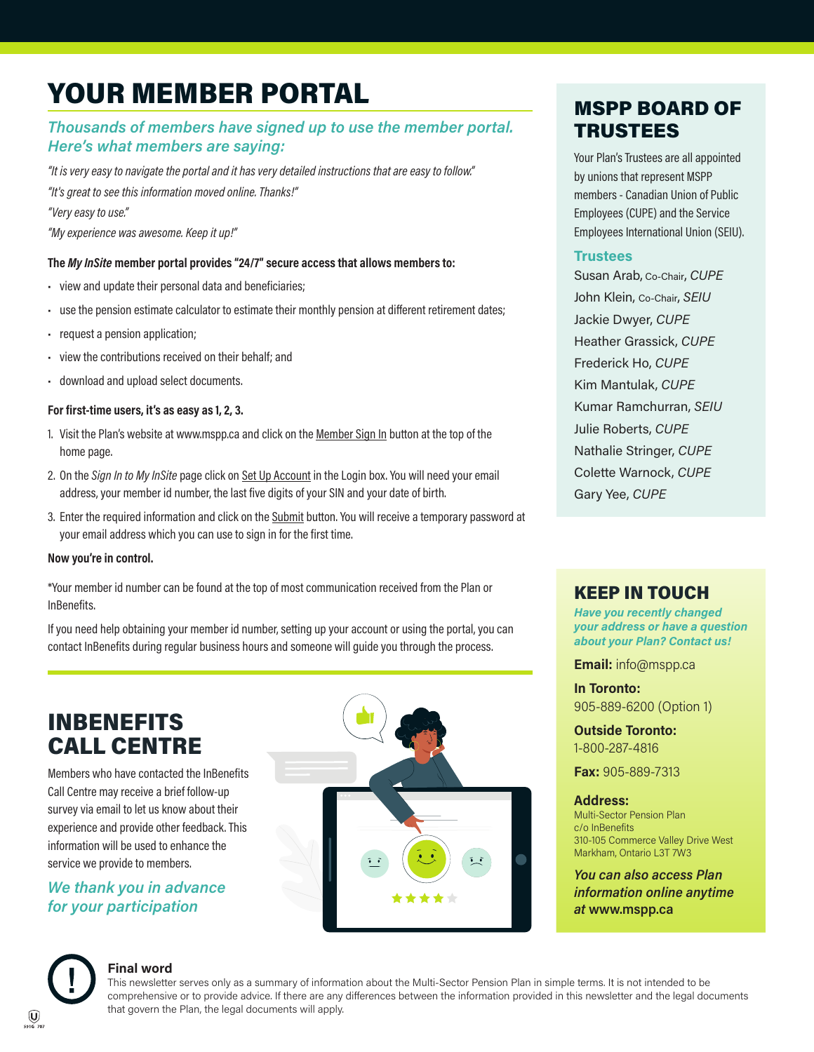# YOUR MEMBER PORTAL

## *Thousands of members have signed up to use the member portal. Here's what members are saying:*

*"It is very easy to navigate the portal and it has very detailed instructions that are easy to follow."*

*"It's great to see this information moved online. Thanks!"*

*"Very easy to use."*

*"My experience was awesome. Keep it up!"*

**The *My InSite* member portal provides "24/7" secure access that allows members to:**

- view and update their personal data and beneficiaries;
- use the pension estimate calculator to estimate their monthly pension at different retirement dates;
- request a pension application;
- view the contributions received on their behalf; and
- download and upload select documents.

**For first-time users, it's as easy as 1, 2, 3.**

1. Visit the Plan's website at www.mspp.ca and click on the Member Sign In button at the top of the home page.
2. On the *Sign In to My InSite* page click on Set Up Account in the Login box. You will need your email address, your member id number, the last five digits of your SIN and your date of birth.
3. Enter the required information and click on the Submit button. You will receive a temporary password at your email address which you can use to sign in for the first time.

**Now you're in control.**

*Your member id number can be found at the top of most communication received from the Plan or InBenefits.

If you need help obtaining your member id number, setting up your account or using the portal, you can contact InBenefits during regular business hours and someone will guide you through the process.

# INBENEFITS CALL CENTRE

Members who have contacted the InBenefits Call Centre may receive a brief follow-up survey via email to let us know about their experience and provide other feedback. This information will be used to enhance the service we provide to members.

*We thank you in advance for your participation*

# MSPP BOARD OF TRUSTEES

Your Plan's Trustees are all appointed by unions that represent MSPP members - Canadian Union of Public Employees (CUPE) and the Service Employees International Union (SEIU).

### Trustees

Susan Arab, Co-Chair, *CUPE*
John Klein, Co-Chair, *SEIU*
Jackie Dwyer, *CUPE*
Heather Grassick, *CUPE*
Frederick Ho, *CUPE*
Kim Mantulak, *CUPE*
Kumar Ramchurran, *SEIU*
Julie Roberts, *CUPE*
Nathalie Stringer, *CUPE*
Colette Warnock, *CUPE*
Gary Yee, *CUPE*

# KEEP IN TOUCH

***Have you recently changed your address or have a question about your Plan? Contact us!***

**Email:** info@mspp.ca

**In Toronto:**
905-889-6200 (Option 1)

**Outside Toronto:**
1-800-287-4816

**Fax:** 905-889-7313

**Address:**
Multi-Sector Pension Plan
c/o InBenefits
310-105 Commerce Valley Drive West
Markham, Ontario L3T 7W3

***You can also access Plan information online anytime at* www.mspp.ca**

**Final word**
This newsletter serves only as a summary of information about the Multi-Sector Pension Plan in simple terms. It is not intended to be comprehensive or to provide advice. If there are any differences between the information provided in this newsletter and the legal documents that govern the Plan, the legal documents will apply.